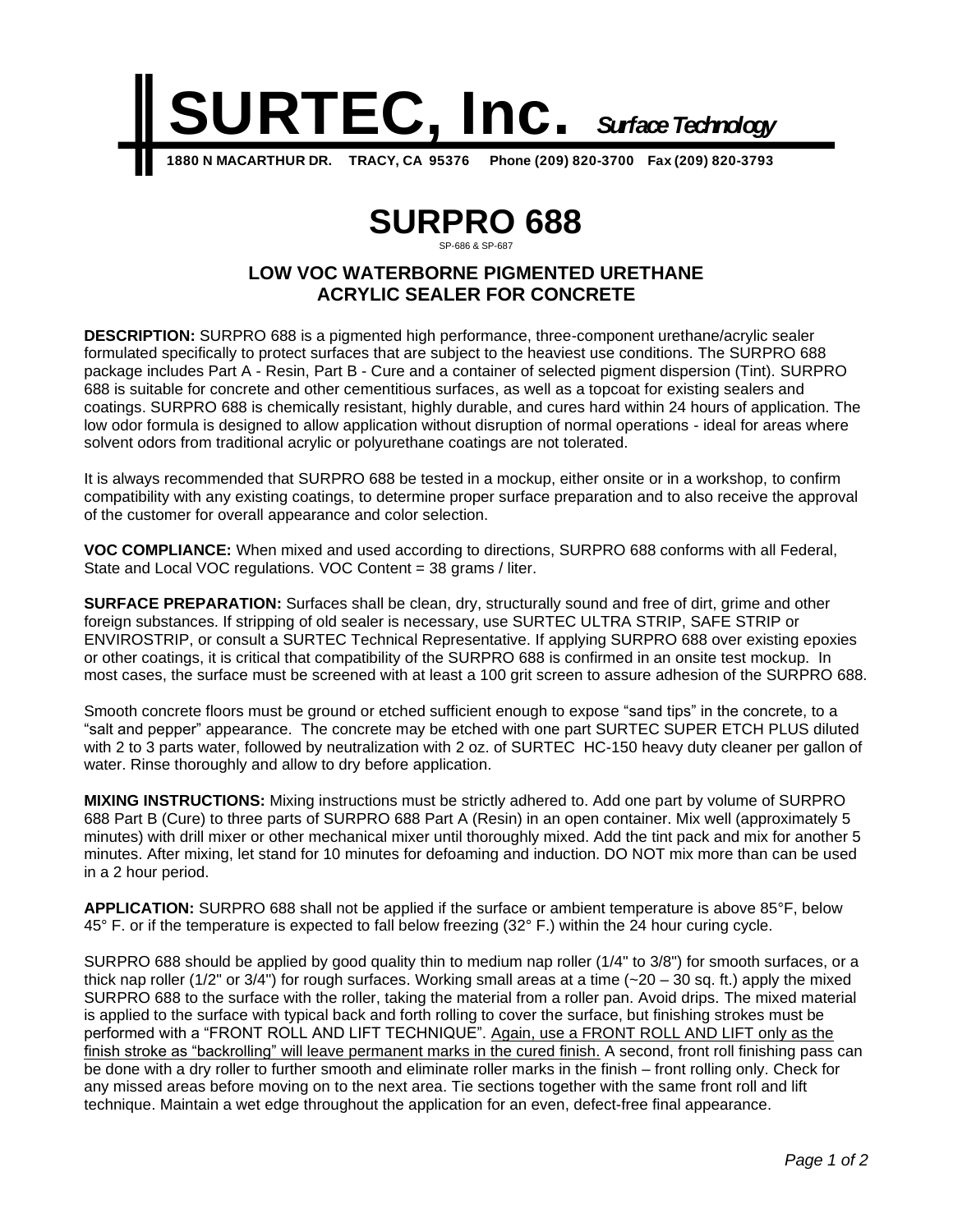# SURTEC, Inc. *Surface Technology*

**1880 N MACARTHUR DR. TRACY, CA 95376 Phone (209) 820-3700 Fax (209) 820-3793**

# SURPRO 688

SP-686 & SP-687

## LOW VOC WATERBORNE PIGMENTED URETHANE ACRYLIC SEALER FOR CONCRETE

**DESCRIPTION:** SURPRO 688 is a pigmented high performance, three-component urethane/acrylic sealer formulated specifically to protect surfaces that are subject to the heaviest use conditions. The SURPRO 688 package includes Part A - Resin, Part B - Cure and a container of selected pigment dispersion (Tint). SURPRO 688 is suitable for concrete and other cementitious surfaces, as well as a topcoat for existing sealers and coatings. SURPRO 688 is chemically resistant, highly durable, and cures hard within 24 hours of application. The low odor formula is designed to allow application without disruption of normal operations - ideal for areas where solvent odors from traditional acrylic or polyurethane coatings are not tolerated.

It is always recommended that SURPRO 688 be tested in a mockup, either onsite or in a workshop, to confirm compatibility with any existing coatings, to determine proper surface preparation and to also receive the approval of the customer for overall appearance and color selection.

**VOC COMPLIANCE:** When mixed and used according to directions, SURPRO 688 conforms with all Federal, State and Local VOC regulations. VOC Content = 38 grams / liter.

**SURFACE PREPARATION:** Surfaces shall be clean, dry, structurally sound and free of dirt, grime and other foreign substances. If stripping of old sealer is necessary, use SURTEC ULTRA STRIP, SAFE STRIP or ENVIROSTRIP, or consult a SURTEC Technical Representative. If applying SURPRO 688 over existing epoxies or other coatings, it is critical that compatibility of the SURPRO 688 is confirmed in an onsite test mockup. In most cases, the surface must be screened with at least a 100 grit screen to assure adhesion of the SURPRO 688.

Smooth concrete floors must be ground or etched sufficient enough to expose "sand tips" in the concrete, to a "salt and pepper" appearance. The concrete may be etched with one part SURTEC SUPER ETCH PLUS diluted with 2 to 3 parts water, followed by neutralization with 2 oz. of SURTEC HC-150 heavy duty cleaner per gallon of water. Rinse thoroughly and allow to dry before application.

**MIXING INSTRUCTIONS:** Mixing instructions must be strictly adhered to. Add one part by volume of SURPRO 688 Part B (Cure) to three parts of SURPRO 688 Part A (Resin) in an open container. Mix well (approximately 5 minutes) with drill mixer or other mechanical mixer until thoroughly mixed. Add the tint pack and mix for another 5 minutes. After mixing, let stand for 10 minutes for defoaming and induction. DO NOT mix more than can be used in a 2 hour period.

**APPLICATION:** SURPRO 688 shall not be applied if the surface or ambient temperature is above 85°F, below 45° F. or if the temperature is expected to fall below freezing (32° F.) within the 24 hour curing cycle.

SURPRO 688 should be applied by good quality thin to medium nap roller (1/4" to 3/8") for smooth surfaces, or a thick nap roller (1/2" or 3/4") for rough surfaces. Working small areas at a time (~20 – 30 sq. ft.) apply the mixed SURPRO 688 to the surface with the roller, taking the material from a roller pan. Avoid drips. The mixed material is applied to the surface with typical back and forth rolling to cover the surface, but finishing strokes must be performed with a "FRONT ROLL AND LIFT TECHNIQUE". <u>Again, use a FRONT ROLL AND LIFT only as the finish stroke as "backrolling" will leave permanent marks in the cured finish.</u> A second, front roll finishing pass can be done with a dry roller to further smooth and eliminate roller marks in the finish – front rolling only. Check for any missed areas before moving on to the next area. Tie sections together with the same front roll and lift technique. Maintain a wet edge throughout the application for an even, defect-free final appearance.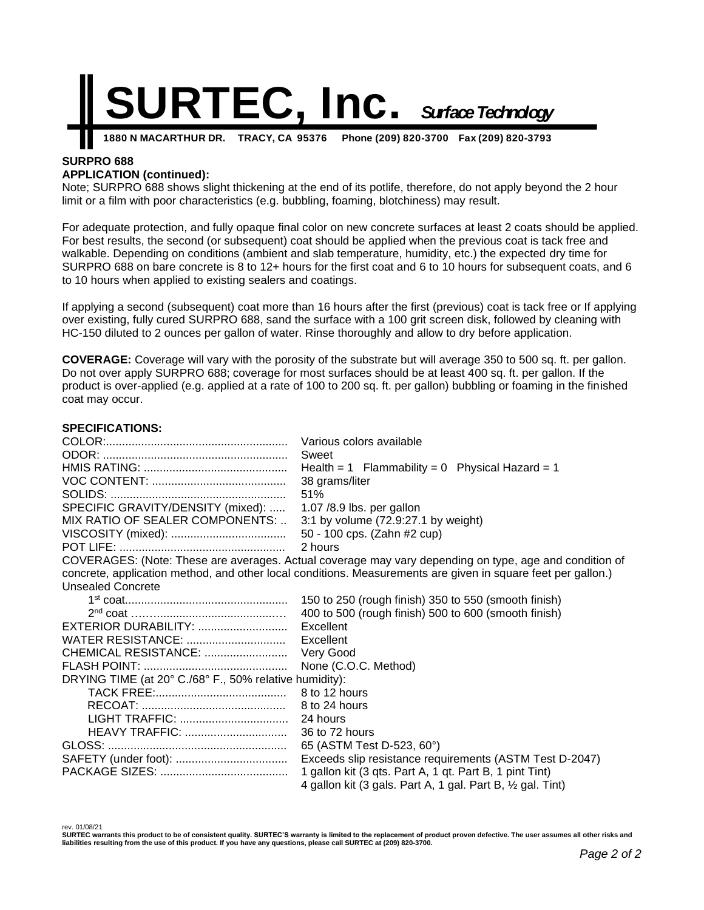# SURTEC, Inc. *Surface Technology*

**1880 N MACARTHUR DR. TRACY, CA 95376 Phone (209) 820-3700 Fax (209) 820-3793**

**SURPRO 688**

**APPLICATION (continued):**

Note; SURPRO 688 shows slight thickening at the end of its potlife, therefore, do not apply beyond the 2 hour limit or a film with poor characteristics (e.g. bubbling, foaming, blotchiness) may result.

For adequate protection, and fully opaque final color on new concrete surfaces at least 2 coats should be applied. For best results, the second (or subsequent) coat should be applied when the previous coat is tack free and walkable. Depending on conditions (ambient and slab temperature, humidity, etc.) the expected dry time for SURPRO 688 on bare concrete is 8 to 12+ hours for the first coat and 6 to 10 hours for subsequent coats, and 6 to 10 hours when applied to existing sealers and coatings.

If applying a second (subsequent) coat more than 16 hours after the first (previous) coat is tack free or If applying over existing, fully cured SURPRO 688, sand the surface with a 100 grit screen disk, followed by cleaning with HC-150 diluted to 2 ounces per gallon of water. Rinse thoroughly and allow to dry before application.

**COVERAGE:** Coverage will vary with the porosity of the substrate but will average 350 to 500 sq. ft. per gallon. Do not over apply SURPRO 688; coverage for most surfaces should be at least 400 sq. ft. per gallon. If the product is over-applied (e.g. applied at a rate of 100 to 200 sq. ft. per gallon) bubbling or foaming in the finished coat may occur.

**SPECIFICATIONS:**

| | |
|---|---|
| COLOR: | Various colors available |
| ODOR: | Sweet |
| HMIS RATING: | Health = 1 Flammability = 0 Physical Hazard = 1 |
| VOC CONTENT: | 38 grams/liter |
| SOLIDS: | 51% |
| SPECIFIC GRAVITY/DENSITY (mixed): | 1.07 /8.9 lbs. per gallon |
| MIX RATIO OF SEALER COMPONENTS: | 3:1 by volume (72.9:27.1 by weight) |
| VISCOSITY (mixed): | 50 - 100 cps. (Zahn #2 cup) |
| POT LIFE: | 2 hours |

COVERAGES: (Note: These are averages. Actual coverage may vary depending on type, age and condition of concrete, application method, and other local conditions. Measurements are given in square feet per gallon.)

Unsealed Concrete

| | |
|---|---|
| 1st coat | 150 to 250 (rough finish) 350 to 550 (smooth finish) |
| 2nd coat | 400 to 500 (rough finish) 500 to 600 (smooth finish) |
| EXTERIOR DURABILITY: | Excellent |
| WATER RESISTANCE: | Excellent |
| CHEMICAL RESISTANCE: | Very Good |
| FLASH POINT: | None (C.O.C. Method) |

DRYING TIME (at 20° C./68° F., 50% relative humidity):

| | |
|---|---|
| TACK FREE: | 8 to 12 hours |
| RECOAT: | 8 to 24 hours |
| LIGHT TRAFFIC: | 24 hours |
| HEAVY TRAFFIC: | 36 to 72 hours |
| GLOSS: | 65 (ASTM Test D-523, 60°) |
| SAFETY (under foot): | Exceeds slip resistance requirements (ASTM Test D-2047) |
| PACKAGE SIZES: | 1 gallon kit (3 qts. Part A, 1 qt. Part B, 1 pint Tint)<br>4 gallon kit (3 gals. Part A, 1 gal. Part B, ½ gal. Tint) |

rev. 01/08/21

**SURTEC warrants this product to be of consistent quality. SURTEC'S warranty is limited to the replacement of product proven defective. The user assumes all other risks and liabilities resulting from the use of this product. If you have any questions, please call SURTEC at (209) 820-3700.**